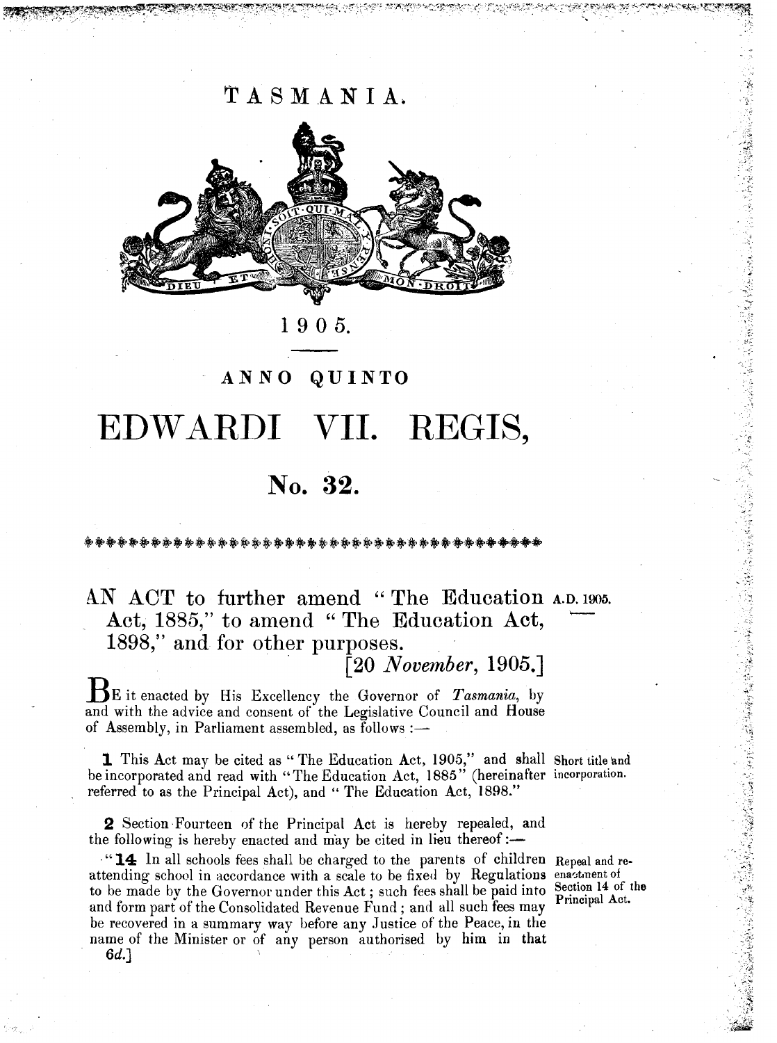# TASMANIA.

1905.

## ANNO QUINTO

# EDWARDI VII. REGIS,

## No. 32.

---

**AN ACT to further amend "The Education Act, 1885," to amend "The Education Act, 1898," and for other purposes.** A.D. 1905.

[20 *November*, 1905.]

BE it enacted by His Excellency the Governor of *Tasmania*, by and with the advice and consent of the Legislative Council and House of Assembly, in Parliament assembled, as follows:—

*Short title and incorporation.*

**1** This Act may be cited as "The Education Act, 1905," and shall be incorporated and read with "The Education Act, 1885" (hereinafter referred to as the Principal Act), and "The Education Act, 1898."

*Repeal and re-enactment of Section 14 of the Principal Act.*

**2** Section Fourteen of the Principal Act is hereby repealed, and the following is hereby enacted and may be cited in lieu thereof:—

"**14** In all schools fees shall be charged to the parents of children attending school in accordance with a scale to be fixed by Regulations to be made by the Governor under this Act; such fees shall be paid into and form part of the Consolidated Revenue Fund; and all such fees may be recovered in a summary way before any Justice of the Peace, in the name of the Minister or of any person authorised by him in that

6*d*.]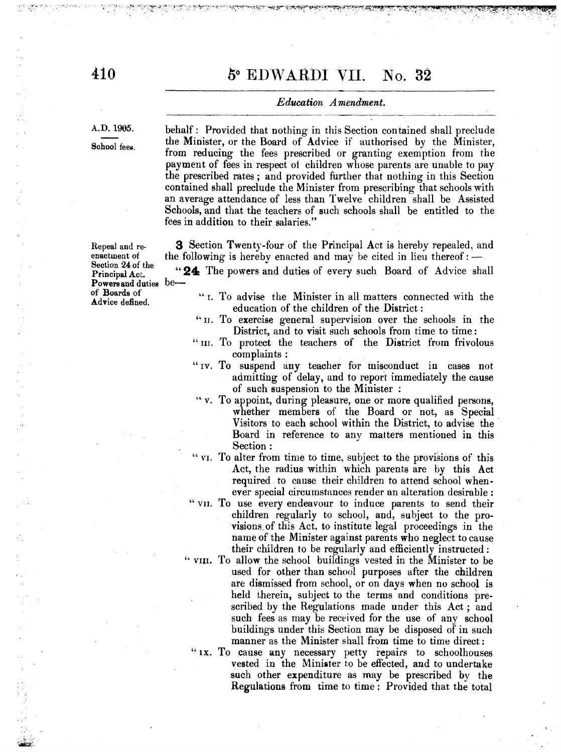A.D. 1905.

School fees.

behalf: Provided that nothing in this Section contained shall preclude the Minister, or the Board of Advice if authorised by the Minister, from reducing the fees prescribed or granting exemption from the payment of fees in respect of children whose parents are unable to pay the prescribed rates; and provided further that nothing in this Section contained shall preclude the Minister from prescribing that schools with an average attendance of less than Twelve children shall be Assisted Schools, and that the teachers of such schools shall be entitled to the fees in addition to their salaries."

Repeal and re-enactment of Section 24 of the Principal Act.

Powers and duties of Boards of Advice defined.

**3** Section Twenty-four of the Principal Act is hereby repealed, and the following is hereby enacted and may be cited in lieu thereof: —

"**24** The powers and duties of every such Board of Advice shall be—

"I. To advise the Minister in all matters connected with the education of the children of the District:

"II. To exercise general supervision over the schools in the District, and to visit such schools from time to time:

"III. To protect the teachers of the District from frivolous complaints:

"IV. To suspend any teacher for misconduct in cases not admitting of delay, and to report immediately the cause of such suspension to the Minister:

"V. To appoint, during pleasure, one or more qualified persons, whether members of the Board or not, as Special Visitors to each school within the District, to advise the Board in reference to any matters mentioned in this Section:

"VI. To alter from time to time, subject to the provisions of this Act, the radius within which parents are by this Act required to cause their children to attend school whenever special circumstances render an alteration desirable:

"VII. To use every endeavour to induce parents to send their children regularly to school, and, subject to the provisions of this Act, to institute legal proceedings in the name of the Minister against parents who neglect to cause their children to be regularly and efficiently instructed:

"VIII. To allow the school buildings vested in the Minister to be used for other than school purposes after the children are dismissed from school, or on days when no school is held therein, subject to the terms and conditions prescribed by the Regulations made under this Act; and such fees as may be received for the use of any school buildings under this Section may be disposed of in such manner as the Minister shall from time to time direct:

"IX. To cause any necessary petty repairs to schoolhouses vested in the Minister to be effected, and to undertake such other expenditure as may be prescribed by the Regulations from time to time: Provided that the total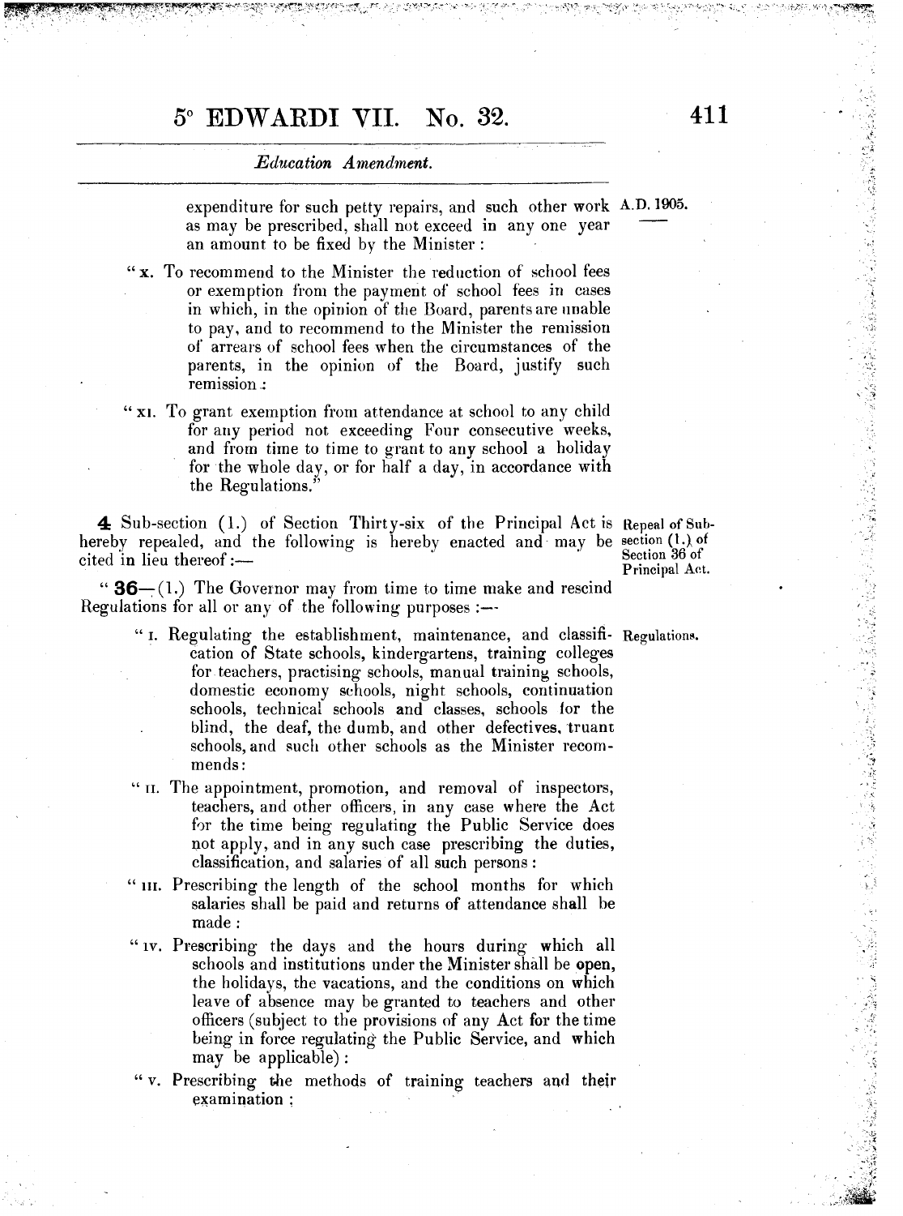expenditure for such petty repairs, and such other work as may be prescribed, shall not exceed in any one year an amount to be fixed by the Minister :

A.D. 1905.

"x. To recommend to the Minister the reduction of school fees or exemption from the payment of school fees in cases in which, in the opinion of the Board, parents are unable to pay, and to recommend to the Minister the remission of arrears of school fees when the circumstances of the parents, in the opinion of the Board, justify such remission :

"xi. To grant exemption from attendance at school to any child for any period not exceeding Four consecutive weeks, and from time to time to grant to any school a holiday for the whole day, or for half a day, in accordance with the Regulations."

**4** Sub-section (1.) of Section Thirty-six of the Principal Act is hereby repealed, and the following is hereby enacted and may be cited in lieu thereof :—

*Repeal of Sub-section (1.) of Section 36 of Principal Act.*

"**36**—(1.) The Governor may from time to time make and rescind Regulations for all or any of the following purposes :—

*Regulations.*

"I. Regulating the establishment, maintenance, and classification of State schools, kindergartens, training colleges for teachers, practising schools, manual training schools, domestic economy schools, night schools, continuation schools, technical schools and classes, schools for the blind, the deaf, the dumb, and other defectives, truant schools, and such other schools as the Minister recommends:

"II. The appointment, promotion, and removal of inspectors, teachers, and other officers, in any case where the Act for the time being regulating the Public Service does not apply, and in any such case prescribing the duties, classification, and salaries of all such persons :

"III. Prescribing the length of the school months for which salaries shall be paid and returns of attendance shall be made :

"IV. Prescribing the days and the hours during which all schools and institutions under the Minister shall be open, the holidays, the vacations, and the conditions on which leave of absence may be granted to teachers and other officers (subject to the provisions of any Act for the time being in force regulating the Public Service, and which may be applicable) :

"V. Prescribing the methods of training teachers and their examination ;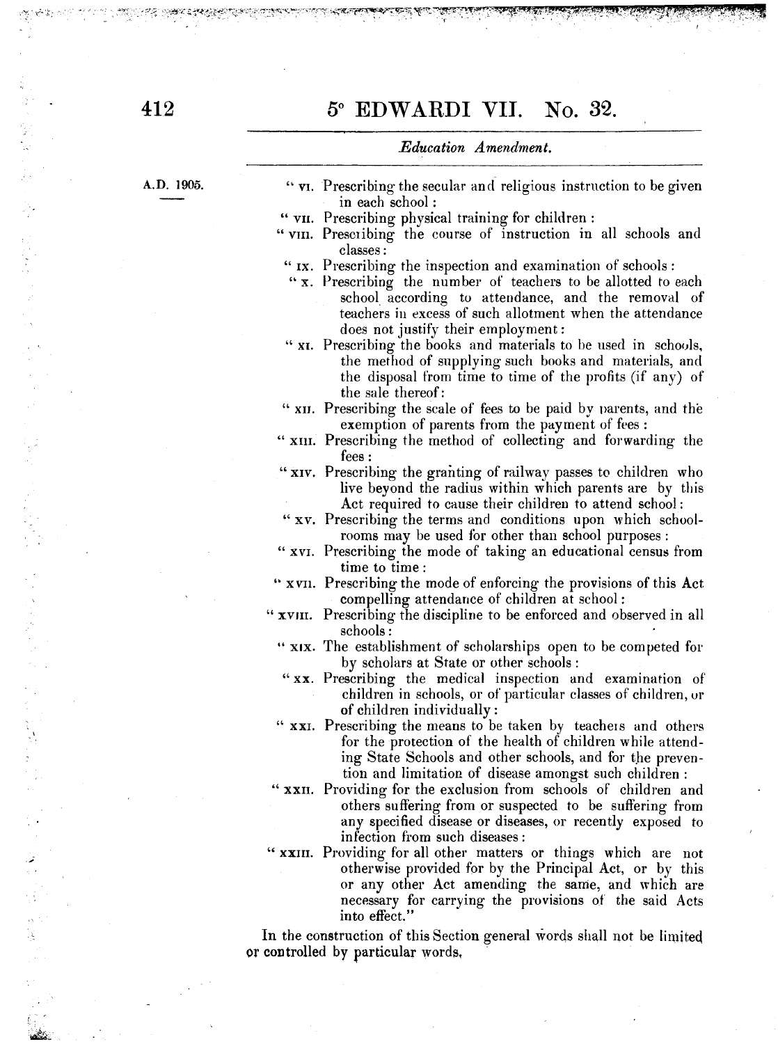A.D. 1905.

"vi. Prescribing the secular and religious instruction to be given in each school:

"vii. Prescribing physical training for children:

"viii. Prescribing the course of instruction in all schools and classes:

"ix. Prescribing the inspection and examination of schools:

"x. Prescribing the number of teachers to be allotted to each school according to attendance, and the removal of teachers in excess of such allotment when the attendance does not justify their employment:

"xi. Prescribing the books and materials to be used in schools, the method of supplying such books and materials, and the disposal from time to time of the profits (if any) of the sale thereof:

"xii. Prescribing the scale of fees to be paid by parents, and the exemption of parents from the payment of fees:

"xiii. Prescribing the method of collecting and forwarding the fees:

"xiv. Prescribing the granting of railway passes to children who live beyond the radius within which parents are by this Act required to cause their children to attend school:

"xv. Prescribing the terms and conditions upon which schoolrooms may be used for other than school purposes:

"xvi. Prescribing the mode of taking an educational census from time to time:

"xvii. Prescribing the mode of enforcing the provisions of this Act compelling attendance of children at school:

"xviii. Prescribing the discipline to be enforced and observed in all schools:

"xix. The establishment of scholarships open to be competed for by scholars at State or other schools:

"xx. Prescribing the medical inspection and examination of children in schools, or of particular classes of children, or of children individually:

"xxi. Prescribing the means to be taken by teachers and others for the protection of the health of children while attending State Schools and other schools, and for the prevention and limitation of disease amongst such children:

"xxii. Providing for the exclusion from schools of children and others suffering from or suspected to be suffering from any specified disease or diseases, or recently exposed to infection from such diseases:

"xxiii. Providing for all other matters or things which are not otherwise provided for by the Principal Act, or by this or any other Act amending the same, and which are necessary for carrying the provisions of the said Acts into effect."

In the construction of this Section general words shall not be limited or controlled by particular words.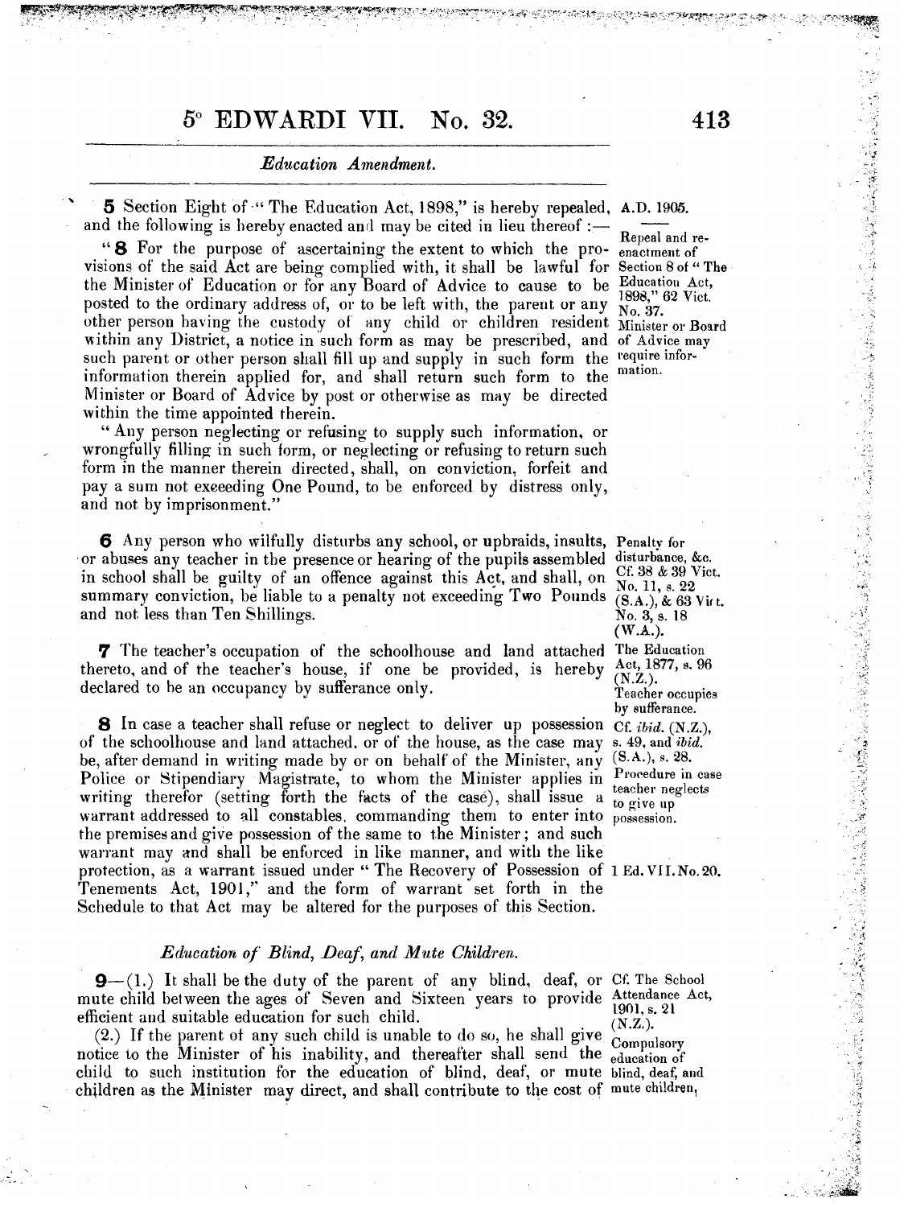*Education Amendment.*

A.D. 1905.

Repeal and re-enactment of Section 8 of "The Education Act, 1898," 62 Vict. No. 37.

Minister or Board of Advice may require information.

**5** Section Eight of "The Education Act, 1898," is hereby repealed, and the following is hereby enacted and may be cited in lieu thereof :—

"**8** For the purpose of ascertaining the extent to which the provisions of the said Act are being complied with, it shall be lawful for the Minister of Education or for any Board of Advice to cause to be posted to the ordinary address of, or to be left with, the parent or any other person having the custody of any child or children resident within any District, a notice in such form as may be prescribed, and such parent or other person shall fill up and supply in such form the information therein applied for, and shall return such form to the Minister or Board of Advice by post or otherwise as may be directed within the time appointed therein.

"Any person neglecting or refusing to supply such information, or wrongfully filling in such form, or neglecting or refusing to return such form in the manner therein directed, shall, on conviction, forfeit and pay a sum not exceeding One Pound, to be enforced by distress only, and not by imprisonment."

Penalty for disturbance, &c. Cf. 38 & 39 Vict. No. 11, s. 22 (S.A.), & 63 Vict. No. 3, s. 18 (W.A.).

**6** Any person who wilfully disturbs any school, or upbraids, insults, or abuses any teacher in the presence or hearing of the pupils assembled in school shall be guilty of an offence against this Act, and shall, on summary conviction, be liable to a penalty not exceeding Two Pounds and not less than Ten Shillings.

The Education Act, 1877, s. 96 (N.Z.). Teacher occupies by sufferance.

**7** The teacher's occupation of the schoolhouse and land attached thereto, and of the teacher's house, if one be provided, is hereby declared to be an occupancy by sufferance only.

Cf. *ibid.* (N.Z.), s. 49, and *ibid.* (S.A.), s. 28. Procedure in case teacher neglects to give up possession.

**8** In case a teacher shall refuse or neglect to deliver up possession of the schoolhouse and land attached, or of the house, as the case may be, after demand in writing made by or on behalf of the Minister, any Police or Stipendiary Magistrate, to whom the Minister applies in writing therefor (setting forth the facts of the case), shall issue a warrant addressed to all constables, commanding them to enter into the premises and give possession of the same to the Minister; and such warrant may and shall be enforced in like manner, and with the like protection, as a warrant issued under "The Recovery of Possession of Tenements Act, 1901," and the form of warrant set forth in the Schedule to that Act may be altered for the purposes of this Section.

1 Ed. VII. No. 20.

## *Education of Blind, Deaf, and Mute Children.*

Cf. The School Attendance Act, 1901, s. 21 (N.Z.). Compulsory education of blind, deaf, and mute children,

**9**—(1.) It shall be the duty of the parent of any blind, deaf, or mute child between the ages of Seven and Sixteen years to provide efficient and suitable education for such child.

(2.) If the parent of any such child is unable to do so, he shall give notice to the Minister of his inability, and thereafter shall send the child to such institution for the education of blind, deaf, or mute children as the Minister may direct, and shall contribute to the cost of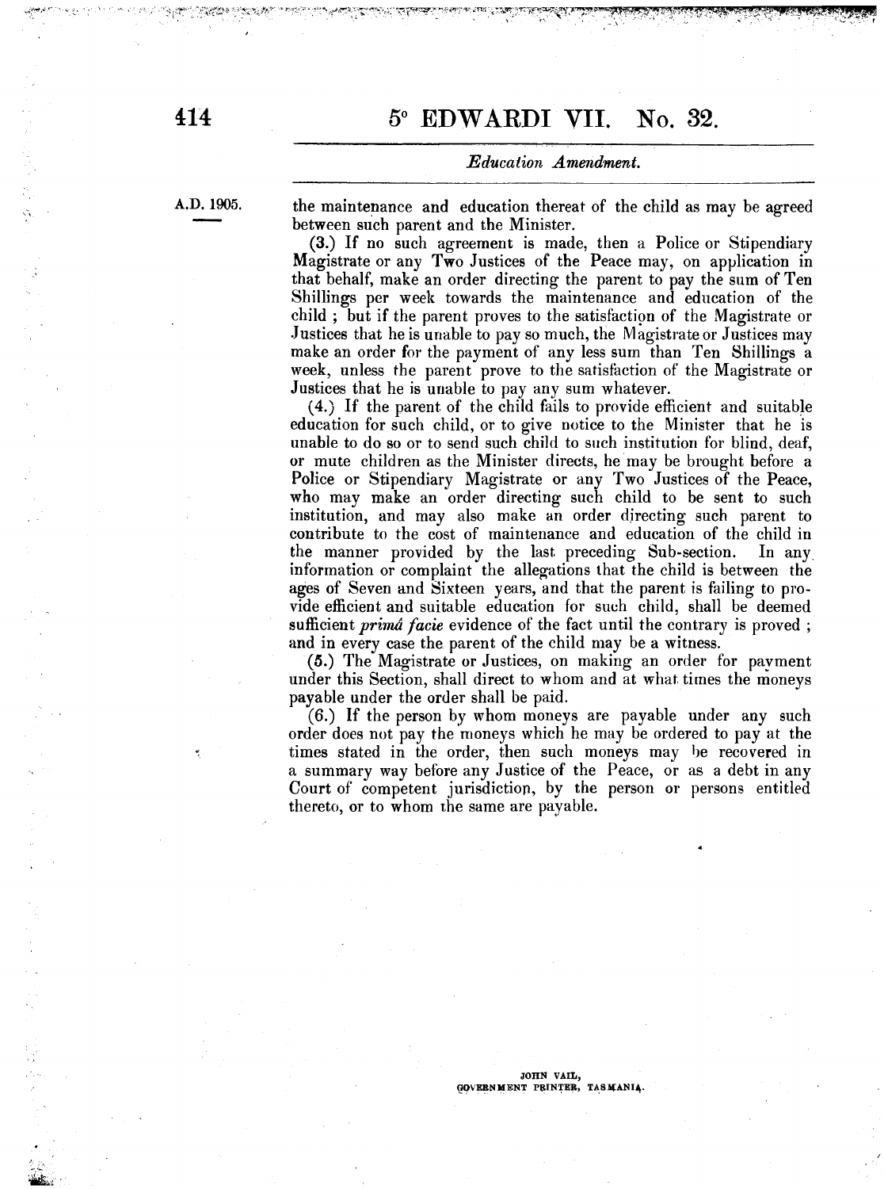the maintenance and education thereat of the child as may be agreed between such parent and the Minister.

(3.) If no such agreement is made, then a Police or Stipendiary Magistrate or any Two Justices of the Peace may, on application in that behalf, make an order directing the parent to pay the sum of Ten Shillings per week towards the maintenance and education of the child ; but if the parent proves to the satisfaction of the Magistrate or Justices that he is unable to pay so much, the Magistrate or Justices may make an order for the payment of any less sum than Ten Shillings a week, unless the parent prove to the satisfaction of the Magistrate or Justices that he is unable to pay any sum whatever.

(4.) If the parent of the child fails to provide efficient and suitable education for such child, or to give notice to the Minister that he is unable to do so or to send such child to such institution for blind, deaf, or mute children as the Minister directs, he may be brought before a Police or Stipendiary Magistrate or any Two Justices of the Peace, who may make an order directing such child to be sent to such institution, and may also make an order directing such parent to contribute to the cost of maintenance and education of the child in the manner provided by the last preceding Sub-section. In any information or complaint the allegations that the child is between the ages of Seven and Sixteen years, and that the parent is failing to provide efficient and suitable education for such child, shall be deemed sufficient *primâ facie* evidence of the fact until the contrary is proved ; and in every case the parent of the child may be a witness.

(5.) The Magistrate or Justices, on making an order for payment under this Section, shall direct to whom and at what times the moneys payable under the order shall be paid.

(6.) If the person by whom moneys are payable under any such order does not pay the moneys which he may be ordered to pay at the times stated in the order, then such moneys may be recovered in a summary way before any Justice of the Peace, or as a debt in any Court of competent jurisdiction, by the person or persons entitled thereto, or to whom the same are payable.

JOHN VAIL,
GOVERNMENT PRINTER, TASMANIA.